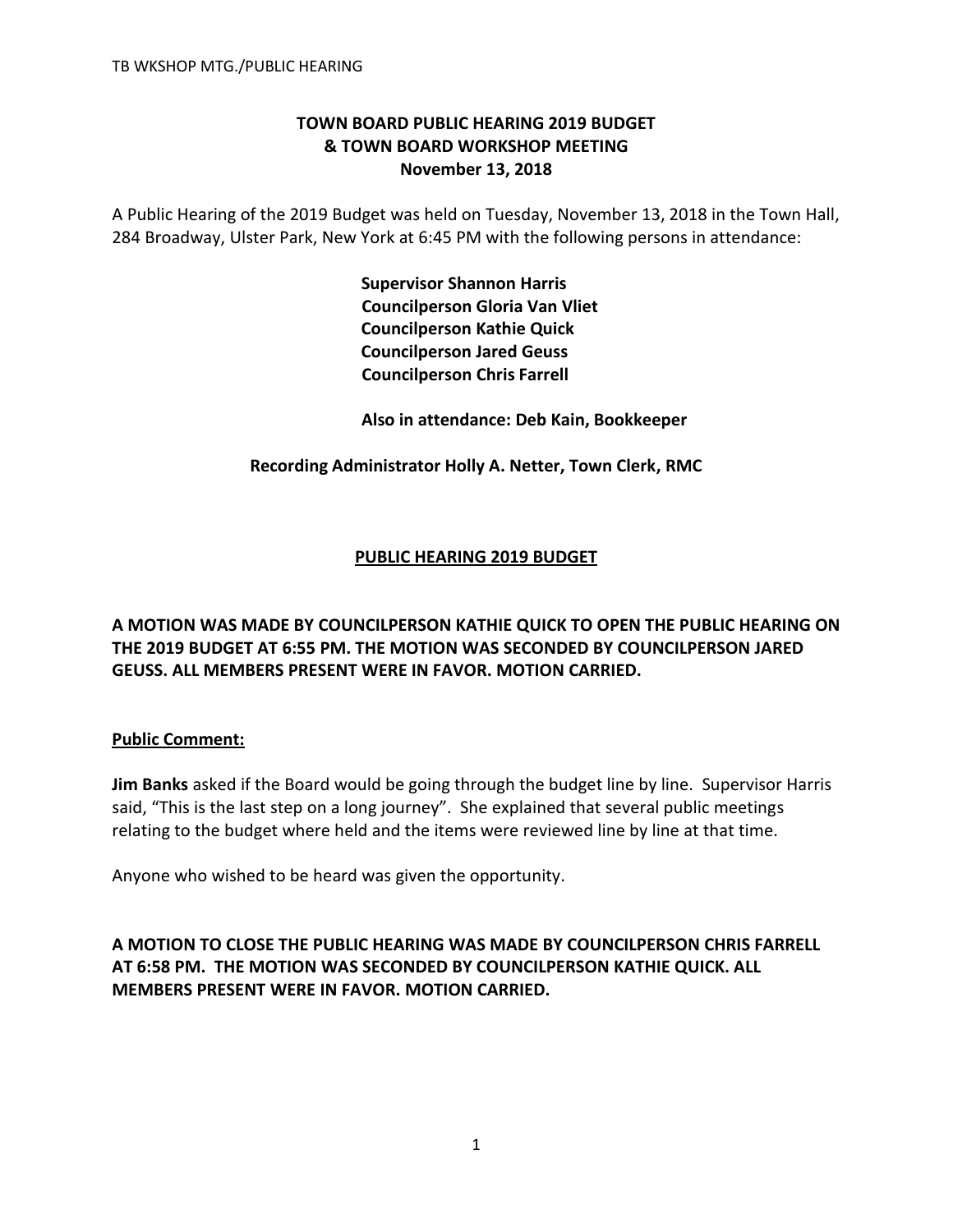# TOWN BOARD PUBLIC HEARING 2019 BUDGET
# & TOWN BOARD WORKSHOP MEETING
# November 13, 2018

A Public Hearing of the 2019 Budget was held on Tuesday, November 13, 2018 in the Town Hall, 284 Broadway, Ulster Park, New York at 6:45 PM with the following persons in attendance:

**Supervisor Shannon Harris**
**Councilperson Gloria Van Vliet**
**Councilperson Kathie Quick**
**Councilperson Jared Geuss**
**Councilperson Chris Farrell**

**Also in attendance: Deb Kain, Bookkeeper**

**Recording Administrator Holly A. Netter, Town Clerk, RMC**

## PUBLIC HEARING 2019 BUDGET

**A MOTION WAS MADE BY COUNCILPERSON KATHIE QUICK TO OPEN THE PUBLIC HEARING ON THE 2019 BUDGET AT 6:55 PM. THE MOTION WAS SECONDED BY COUNCILPERSON JARED GEUSS. ALL MEMBERS PRESENT WERE IN FAVOR. MOTION CARRIED.**

**Public Comment:**

**Jim Banks** asked if the Board would be going through the budget line by line. Supervisor Harris said, "This is the last step on a long journey". She explained that several public meetings relating to the budget where held and the items were reviewed line by line at that time.

Anyone who wished to be heard was given the opportunity.

**A MOTION TO CLOSE THE PUBLIC HEARING WAS MADE BY COUNCILPERSON CHRIS FARRELL AT 6:58 PM. THE MOTION WAS SECONDED BY COUNCILPERSON KATHIE QUICK. ALL MEMBERS PRESENT WERE IN FAVOR. MOTION CARRIED.**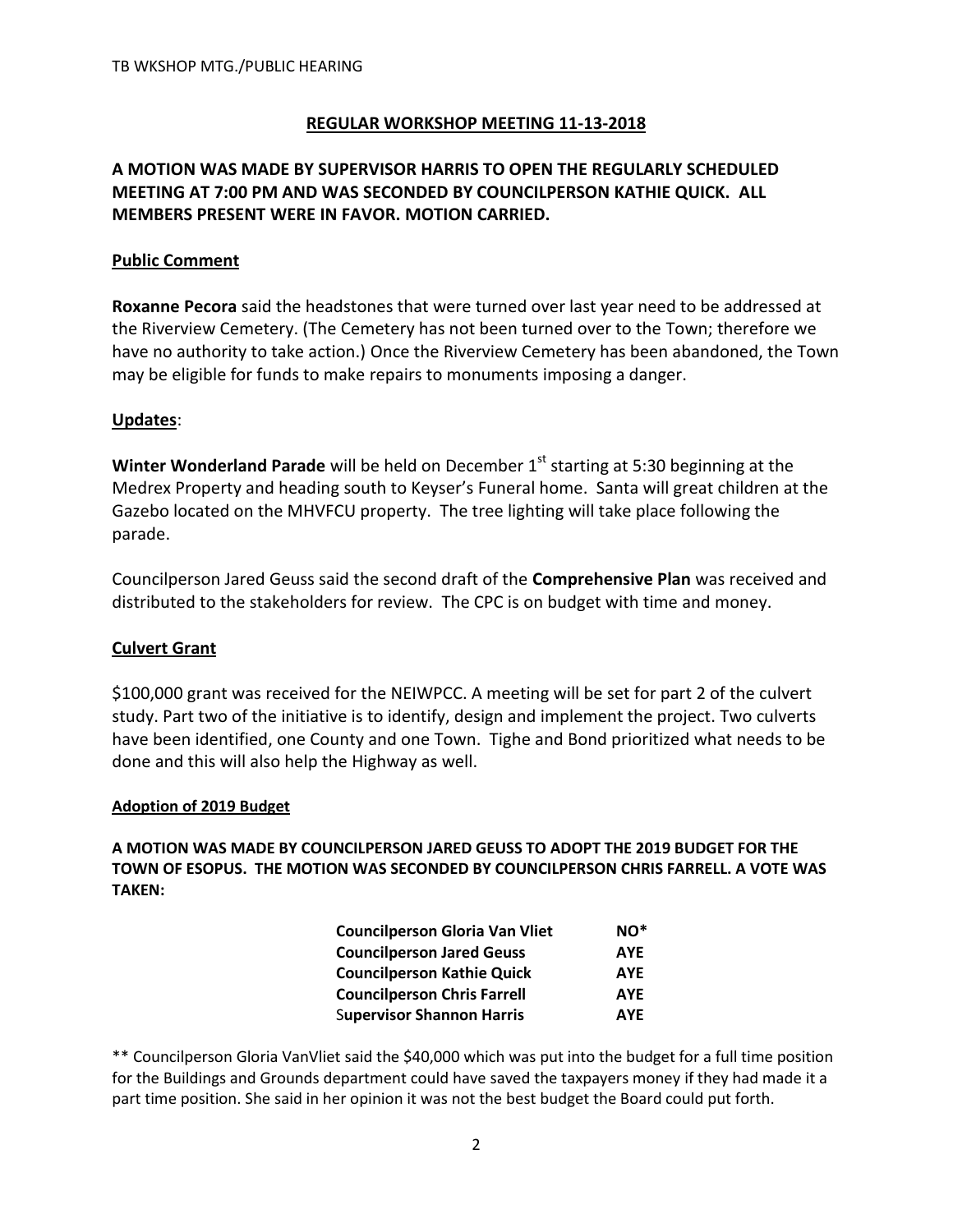## REGULAR WORKSHOP MEETING 11-13-2018

**A MOTION WAS MADE BY SUPERVISOR HARRIS TO OPEN THE REGULARLY SCHEDULED MEETING AT 7:00 PM AND WAS SECONDED BY COUNCILPERSON KATHIE QUICK. ALL MEMBERS PRESENT WERE IN FAVOR. MOTION CARRIED.**

### Public Comment

**Roxanne Pecora** said the headstones that were turned over last year need to be addressed at the Riverview Cemetery. (The Cemetery has not been turned over to the Town; therefore we have no authority to take action.) Once the Riverview Cemetery has been abandoned, the Town may be eligible for funds to make repairs to monuments imposing a danger.

### Updates:

**Winter Wonderland Parade** will be held on December 1st starting at 5:30 beginning at the Medrex Property and heading south to Keyser's Funeral home. Santa will great children at the Gazebo located on the MHVFCU property. The tree lighting will take place following the parade.

Councilperson Jared Geuss said the second draft of the **Comprehensive Plan** was received and distributed to the stakeholders for review. The CPC is on budget with time and money.

### Culvert Grant

$100,000 grant was received for the NEIWPCC. A meeting will be set for part 2 of the culvert study. Part two of the initiative is to identify, design and implement the project. Two culverts have been identified, one County and one Town. Tighe and Bond prioritized what needs to be done and this will also help the Highway as well.

#### Adoption of 2019 Budget

**A MOTION WAS MADE BY COUNCILPERSON JARED GEUSS TO ADOPT THE 2019 BUDGET FOR THE TOWN OF ESOPUS. THE MOTION WAS SECONDED BY COUNCILPERSON CHRIS FARRELL. A VOTE WAS TAKEN:**

| | |
|---|---|
| **Councilperson Gloria Van Vliet** | **NO*** |
| **Councilperson Jared Geuss** | **AYE** |
| **Councilperson Kathie Quick** | **AYE** |
| **Councilperson Chris Farrell** | **AYE** |
| **Supervisor Shannon Harris** | **AYE** |

** Councilperson Gloria VanVliet said the $40,000 which was put into the budget for a full time position for the Buildings and Grounds department could have saved the taxpayers money if they had made it a part time position. She said in her opinion it was not the best budget the Board could put forth.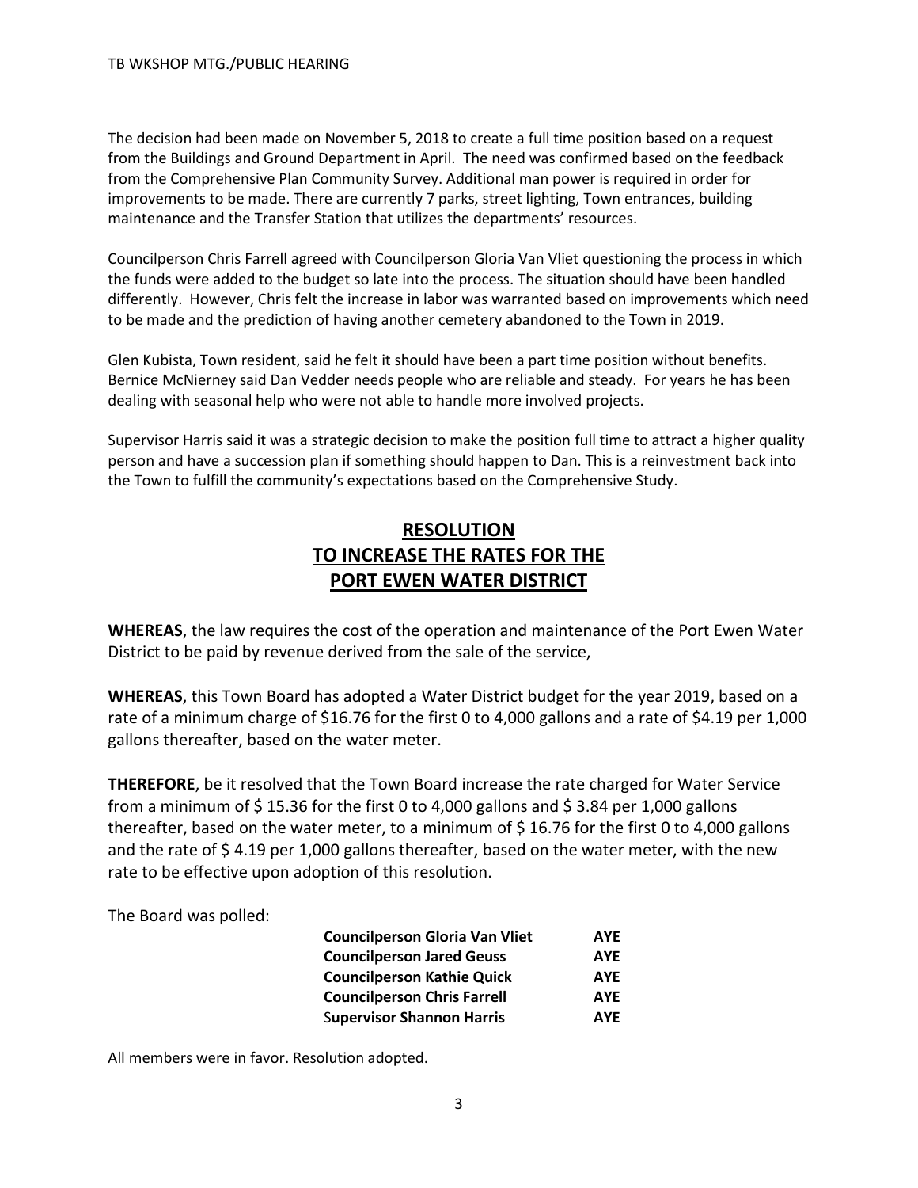The decision had been made on November 5, 2018 to create a full time position based on a request from the Buildings and Ground Department in April. The need was confirmed based on the feedback from the Comprehensive Plan Community Survey. Additional man power is required in order for improvements to be made. There are currently 7 parks, street lighting, Town entrances, building maintenance and the Transfer Station that utilizes the departments' resources.

Councilperson Chris Farrell agreed with Councilperson Gloria Van Vliet questioning the process in which the funds were added to the budget so late into the process. The situation should have been handled differently. However, Chris felt the increase in labor was warranted based on improvements which need to be made and the prediction of having another cemetery abandoned to the Town in 2019.

Glen Kubista, Town resident, said he felt it should have been a part time position without benefits. Bernice McNierney said Dan Vedder needs people who are reliable and steady. For years he has been dealing with seasonal help who were not able to handle more involved projects.

Supervisor Harris said it was a strategic decision to make the position full time to attract a higher quality person and have a succession plan if something should happen to Dan. This is a reinvestment back into the Town to fulfill the community's expectations based on the Comprehensive Study.

## RESOLUTION
## TO INCREASE THE RATES FOR THE
## PORT EWEN WATER DISTRICT

**WHEREAS**, the law requires the cost of the operation and maintenance of the Port Ewen Water District to be paid by revenue derived from the sale of the service,

**WHEREAS**, this Town Board has adopted a Water District budget for the year 2019, based on a rate of a minimum charge of $16.76 for the first 0 to 4,000 gallons and a rate of $4.19 per 1,000 gallons thereafter, based on the water meter.

**THEREFORE**, be it resolved that the Town Board increase the rate charged for Water Service from a minimum of $ 15.36 for the first 0 to 4,000 gallons and $ 3.84 per 1,000 gallons thereafter, based on the water meter, to a minimum of $ 16.76 for the first 0 to 4,000 gallons and the rate of $ 4.19 per 1,000 gallons thereafter, based on the water meter, with the new rate to be effective upon adoption of this resolution.

The Board was polled:

| | |
|---|---|
| **Councilperson Gloria Van Vliet** | **AYE** |
| **Councilperson Jared Geuss** | **AYE** |
| **Councilperson Kathie Quick** | **AYE** |
| **Councilperson Chris Farrell** | **AYE** |
| **Supervisor Shannon Harris** | **AYE** |

All members were in favor. Resolution adopted.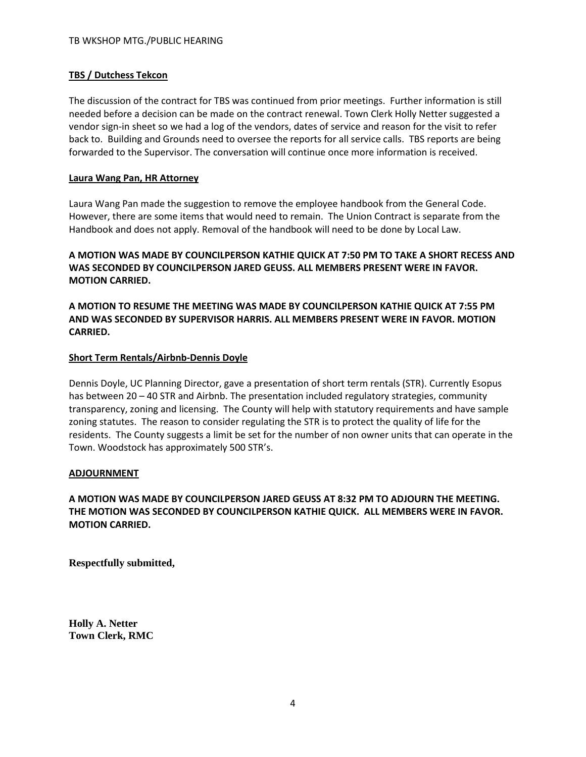**TBS / Dutchess Tekcon**

The discussion of the contract for TBS was continued from prior meetings. Further information is still needed before a decision can be made on the contract renewal. Town Clerk Holly Netter suggested a vendor sign-in sheet so we had a log of the vendors, dates of service and reason for the visit to refer back to. Building and Grounds need to oversee the reports for all service calls. TBS reports are being forwarded to the Supervisor. The conversation will continue once more information is received.

**Laura Wang Pan, HR Attorney**

Laura Wang Pan made the suggestion to remove the employee handbook from the General Code. However, there are some items that would need to remain. The Union Contract is separate from the Handbook and does not apply. Removal of the handbook will need to be done by Local Law.

**A MOTION WAS MADE BY COUNCILPERSON KATHIE QUICK AT 7:50 PM TO TAKE A SHORT RECESS AND WAS SECONDED BY COUNCILPERSON JARED GEUSS. ALL MEMBERS PRESENT WERE IN FAVOR. MOTION CARRIED.**

**A MOTION TO RESUME THE MEETING WAS MADE BY COUNCILPERSON KATHIE QUICK AT 7:55 PM AND WAS SECONDED BY SUPERVISOR HARRIS. ALL MEMBERS PRESENT WERE IN FAVOR. MOTION CARRIED.**

**Short Term Rentals/Airbnb-Dennis Doyle**

Dennis Doyle, UC Planning Director, gave a presentation of short term rentals (STR). Currently Esopus has between 20 – 40 STR and Airbnb. The presentation included regulatory strategies, community transparency, zoning and licensing. The County will help with statutory requirements and have sample zoning statutes. The reason to consider regulating the STR is to protect the quality of life for the residents. The County suggests a limit be set for the number of non owner units that can operate in the Town. Woodstock has approximately 500 STR's.

**ADJOURNMENT**

**A MOTION WAS MADE BY COUNCILPERSON JARED GEUSS AT 8:32 PM TO ADJOURN THE MEETING. THE MOTION WAS SECONDED BY COUNCILPERSON KATHIE QUICK. ALL MEMBERS WERE IN FAVOR. MOTION CARRIED.**

**Respectfully submitted,**

**Holly A. Netter**
**Town Clerk, RMC**